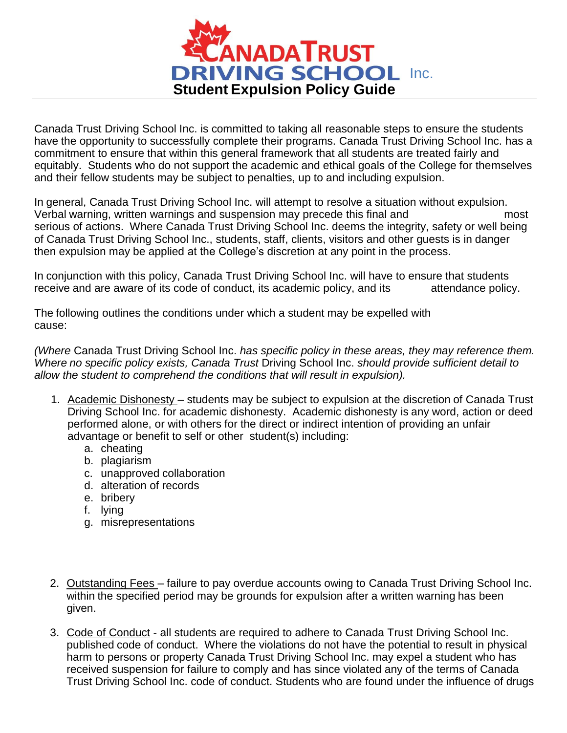# CANADA TRUST DRIVING SCHOOL Inc.

## Student Expulsion Policy Guide

Canada Trust Driving School Inc. is committed to taking all reasonable steps to ensure the students have the opportunity to successfully complete their programs. Canada Trust Driving School Inc. has a commitment to ensure that within this general framework that all students are treated fairly and equitably. Students who do not support the academic and ethical goals of the College for themselves and their fellow students may be subject to penalties, up to and including expulsion.

In general, Canada Trust Driving School Inc. will attempt to resolve a situation without expulsion. Verbal warning, written warnings and suspension may precede this final and most serious of actions. Where Canada Trust Driving School Inc. deems the integrity, safety or well being of Canada Trust Driving School Inc., students, staff, clients, visitors and other guests is in danger then expulsion may be applied at the College's discretion at any point in the process.

In conjunction with this policy, Canada Trust Driving School Inc. will have to ensure that students receive and are aware of its code of conduct, its academic policy, and its attendance policy.

The following outlines the conditions under which a student may be expelled with cause:

*(Where* Canada Trust Driving School Inc. *has specific policy in these areas, they may reference them. Where no specific policy exists, Canada Trust* Driving School Inc. *should provide sufficient detail to allow the student to comprehend the conditions that will result in expulsion).*

1. Academic Dishonesty – students may be subject to expulsion at the discretion of Canada Trust Driving School Inc. for academic dishonesty. Academic dishonesty is any word, action or deed performed alone, or with others for the direct or indirect intention of providing an unfair advantage or benefit to self or other student(s) including:
   a. cheating
   b. plagiarism
   c. unapproved collaboration
   d. alteration of records
   e. bribery
   f. lying
   g. misrepresentations

2. Outstanding Fees – failure to pay overdue accounts owing to Canada Trust Driving School Inc. within the specified period may be grounds for expulsion after a written warning has been given.

3. Code of Conduct - all students are required to adhere to Canada Trust Driving School Inc. published code of conduct. Where the violations do not have the potential to result in physical harm to persons or property Canada Trust Driving School Inc. may expel a student who has received suspension for failure to comply and has since violated any of the terms of Canada Trust Driving School Inc. code of conduct. Students who are found under the influence of drugs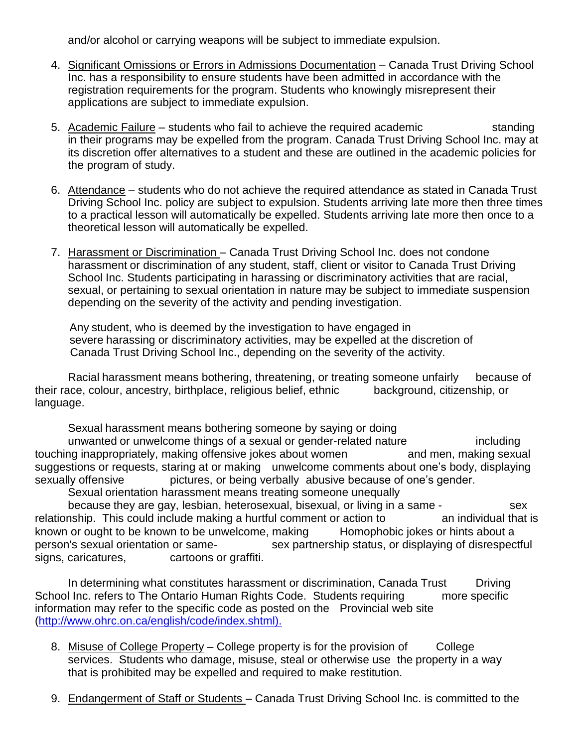and/or alcohol or carrying weapons will be subject to immediate expulsion.

4. Significant Omissions or Errors in Admissions Documentation – Canada Trust Driving School Inc. has a responsibility to ensure students have been admitted in accordance with the registration requirements for the program. Students who knowingly misrepresent their applications are subject to immediate expulsion.

5. Academic Failure – students who fail to achieve the required academic standing in their programs may be expelled from the program. Canada Trust Driving School Inc. may at its discretion offer alternatives to a student and these are outlined in the academic policies for the program of study.

6. Attendance – students who do not achieve the required attendance as stated in Canada Trust Driving School Inc. policy are subject to expulsion. Students arriving late more then three times to a practical lesson will automatically be expelled. Students arriving late more then once to a theoretical lesson will automatically be expelled.

7. Harassment or Discrimination – Canada Trust Driving School Inc. does not condone harassment or discrimination of any student, staff, client or visitor to Canada Trust Driving School Inc. Students participating in harassing or discriminatory activities that are racial, sexual, or pertaining to sexual orientation in nature may be subject to immediate suspension depending on the severity of the activity and pending investigation.

   Any student, who is deemed by the investigation to have engaged in severe harassing or discriminatory activities, may be expelled at the discretion of Canada Trust Driving School Inc., depending on the severity of the activity.

Racial harassment means bothering, threatening, or treating someone unfairly because of their race, colour, ancestry, birthplace, religious belief, ethnic background, citizenship, or language.

Sexual harassment means bothering someone by saying or doing unwanted or unwelcome things of a sexual or gender-related nature including touching inappropriately, making offensive jokes about women and men, making sexual suggestions or requests, staring at or making unwelcome comments about one's body, displaying sexually offensive pictures, or being verbally abusive because of one's gender.

Sexual orientation harassment means treating someone unequally because they are gay, lesbian, heterosexual, bisexual, or living in a same - sex relationship. This could include making a hurtful comment or action to an individual that is known or ought to be known to be unwelcome, making Homophobic jokes or hints about a person's sexual orientation or same- sex partnership status, or displaying of disrespectful signs, caricatures, cartoons or graffiti.

In determining what constitutes harassment or discrimination, Canada Trust Driving School Inc. refers to The Ontario Human Rights Code. Students requiring more specific information may refer to the specific code as posted on the Provincial web site (http://www.ohrc.on.ca/english/code/index.shtml).

8. Misuse of College Property – College property is for the provision of College services. Students who damage, misuse, steal or otherwise use the property in a way that is prohibited may be expelled and required to make restitution.

9. Endangerment of Staff or Students – Canada Trust Driving School Inc. is committed to the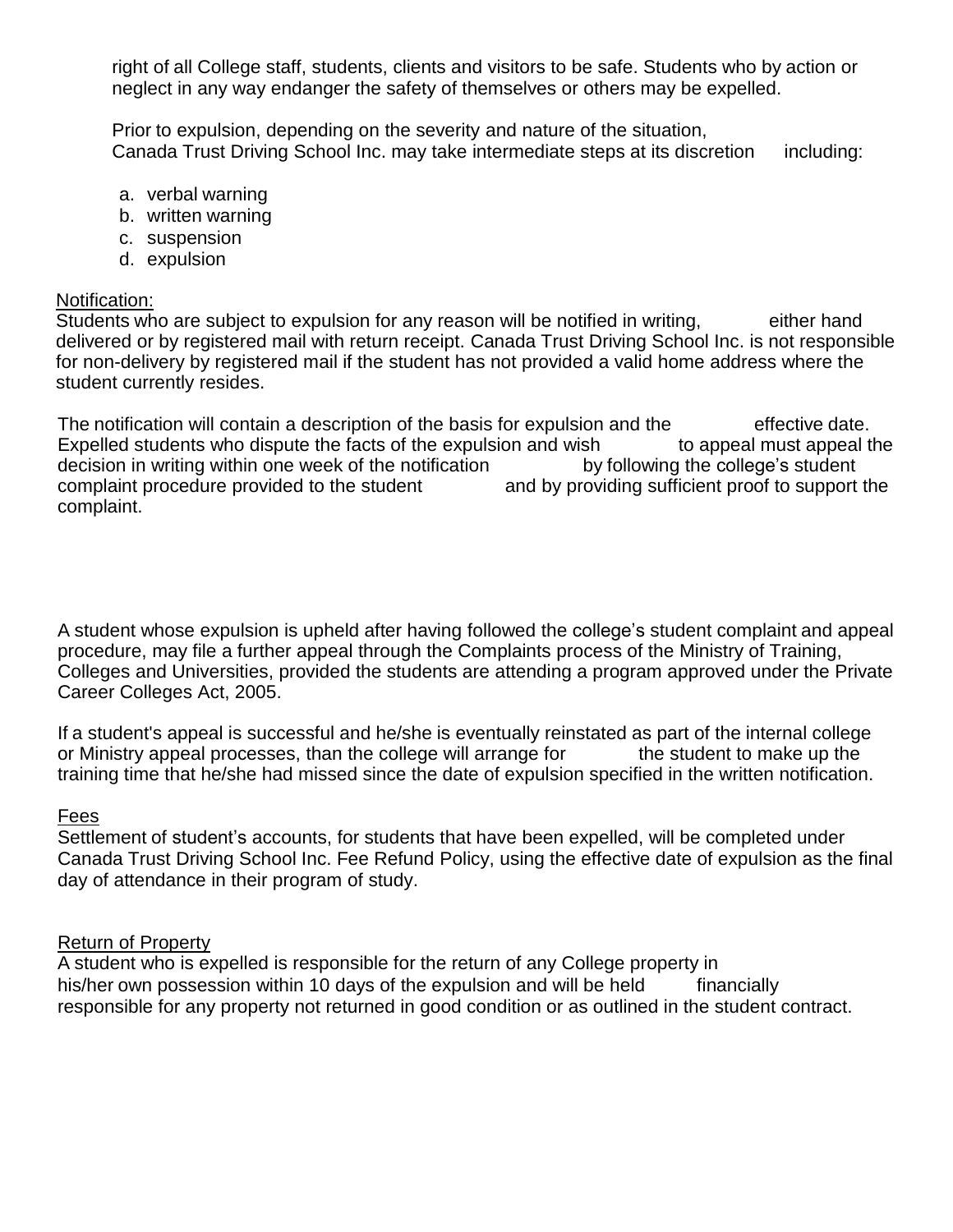right of all College staff, students, clients and visitors to be safe. Students who by action or neglect in any way endanger the safety of themselves or others may be expelled.

Prior to expulsion, depending on the severity and nature of the situation, Canada Trust Driving School Inc. may take intermediate steps at its discretion including:

a. verbal warning
b. written warning
c. suspension
d. expulsion

Notification:

Students who are subject to expulsion for any reason will be notified in writing, either hand delivered or by registered mail with return receipt. Canada Trust Driving School Inc. is not responsible for non-delivery by registered mail if the student has not provided a valid home address where the student currently resides.

The notification will contain a description of the basis for expulsion and the effective date. Expelled students who dispute the facts of the expulsion and wish to appeal must appeal the decision in writing within one week of the notification by following the college's student complaint procedure provided to the student and by providing sufficient proof to support the complaint.

A student whose expulsion is upheld after having followed the college's student complaint and appeal procedure, may file a further appeal through the Complaints process of the Ministry of Training, Colleges and Universities, provided the students are attending a program approved under the Private Career Colleges Act, 2005.

If a student's appeal is successful and he/she is eventually reinstated as part of the internal college or Ministry appeal processes, than the college will arrange for the student to make up the training time that he/she had missed since the date of expulsion specified in the written notification.

Fees

Settlement of student's accounts, for students that have been expelled, will be completed under Canada Trust Driving School Inc. Fee Refund Policy, using the effective date of expulsion as the final day of attendance in their program of study.

Return of Property

A student who is expelled is responsible for the return of any College property in his/her own possession within 10 days of the expulsion and will be held financially responsible for any property not returned in good condition or as outlined in the student contract.